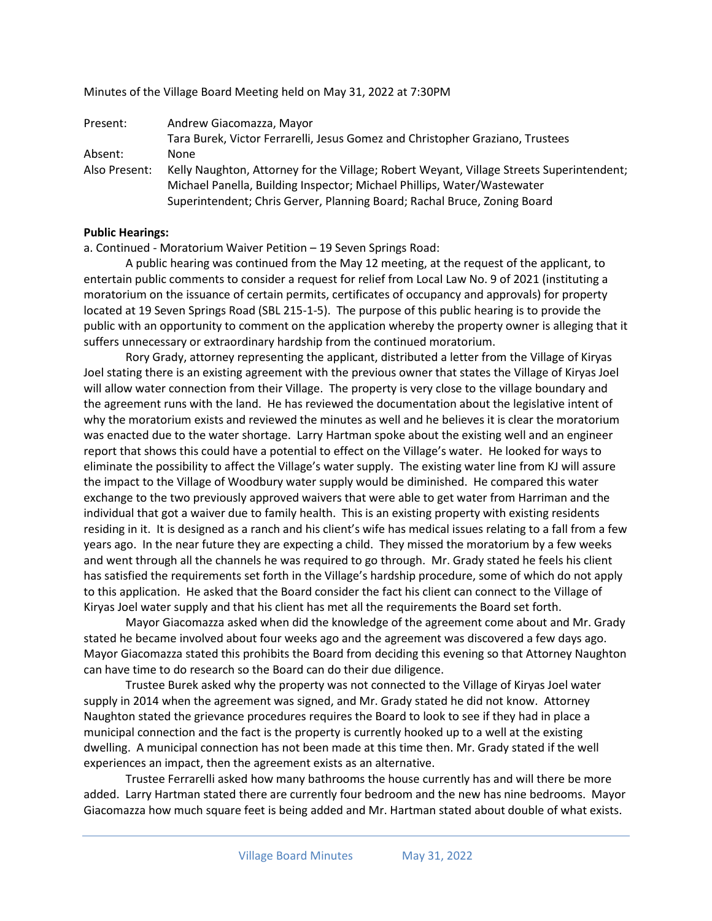Minutes of the Village Board Meeting held on May 31, 2022 at 7:30PM

| | |
|---|---|
| Present: | Andrew Giacomazza, Mayor |
| | Tara Burek, Victor Ferrarelli, Jesus Gomez and Christopher Graziano, Trustees |
| Absent: | None |
| Also Present: | Kelly Naughton, Attorney for the Village; Robert Weyant, Village Streets Superintendent; Michael Panella, Building Inspector; Michael Phillips, Water/Wastewater Superintendent; Chris Gerver, Planning Board; Rachal Bruce, Zoning Board |

**Public Hearings:**

a. Continued - Moratorium Waiver Petition – 19 Seven Springs Road:

A public hearing was continued from the May 12 meeting, at the request of the applicant, to entertain public comments to consider a request for relief from Local Law No. 9 of 2021 (instituting a moratorium on the issuance of certain permits, certificates of occupancy and approvals) for property located at 19 Seven Springs Road (SBL 215-1-5). The purpose of this public hearing is to provide the public with an opportunity to comment on the application whereby the property owner is alleging that it suffers unnecessary or extraordinary hardship from the continued moratorium.

Rory Grady, attorney representing the applicant, distributed a letter from the Village of Kiryas Joel stating there is an existing agreement with the previous owner that states the Village of Kiryas Joel will allow water connection from their Village. The property is very close to the village boundary and the agreement runs with the land. He has reviewed the documentation about the legislative intent of why the moratorium exists and reviewed the minutes as well and he believes it is clear the moratorium was enacted due to the water shortage. Larry Hartman spoke about the existing well and an engineer report that shows this could have a potential to effect on the Village's water. He looked for ways to eliminate the possibility to affect the Village's water supply. The existing water line from KJ will assure the impact to the Village of Woodbury water supply would be diminished. He compared this water exchange to the two previously approved waivers that were able to get water from Harriman and the individual that got a waiver due to family health. This is an existing property with existing residents residing in it. It is designed as a ranch and his client's wife has medical issues relating to a fall from a few years ago. In the near future they are expecting a child. They missed the moratorium by a few weeks and went through all the channels he was required to go through. Mr. Grady stated he feels his client has satisfied the requirements set forth in the Village's hardship procedure, some of which do not apply to this application. He asked that the Board consider the fact his client can connect to the Village of Kiryas Joel water supply and that his client has met all the requirements the Board set forth.

Mayor Giacomazza asked when did the knowledge of the agreement come about and Mr. Grady stated he became involved about four weeks ago and the agreement was discovered a few days ago. Mayor Giacomazza stated this prohibits the Board from deciding this evening so that Attorney Naughton can have time to do research so the Board can do their due diligence.

Trustee Burek asked why the property was not connected to the Village of Kiryas Joel water supply in 2014 when the agreement was signed, and Mr. Grady stated he did not know. Attorney Naughton stated the grievance procedures requires the Board to look to see if they had in place a municipal connection and the fact is the property is currently hooked up to a well at the existing dwelling. A municipal connection has not been made at this time then. Mr. Grady stated if the well experiences an impact, then the agreement exists as an alternative.

Trustee Ferrarelli asked how many bathrooms the house currently has and will there be more added. Larry Hartman stated there are currently four bedroom and the new has nine bedrooms. Mayor Giacomazza how much square feet is being added and Mr. Hartman stated about double of what exists.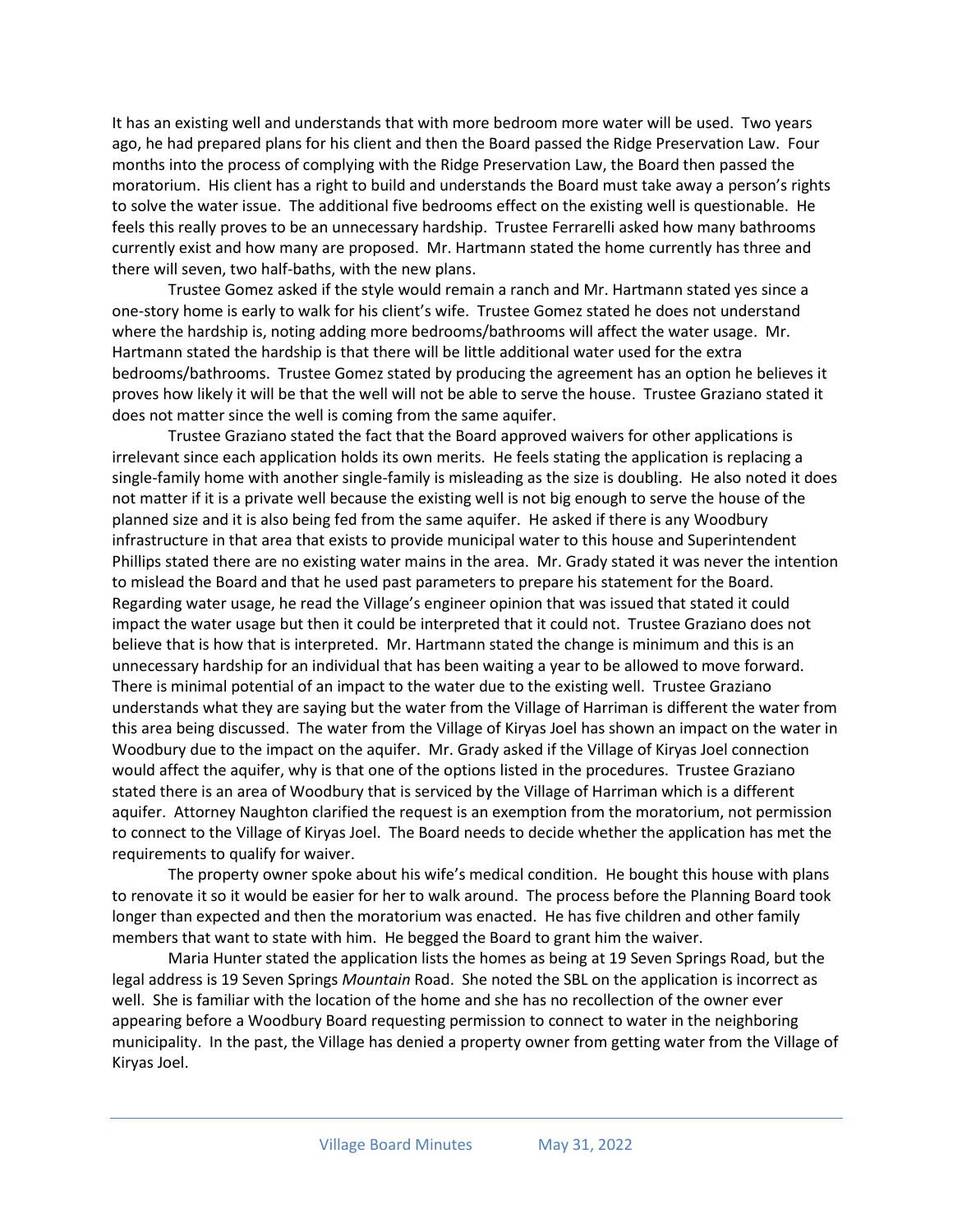It has an existing well and understands that with more bedroom more water will be used. Two years ago, he had prepared plans for his client and then the Board passed the Ridge Preservation Law. Four months into the process of complying with the Ridge Preservation Law, the Board then passed the moratorium. His client has a right to build and understands the Board must take away a person's rights to solve the water issue. The additional five bedrooms effect on the existing well is questionable. He feels this really proves to be an unnecessary hardship. Trustee Ferrarelli asked how many bathrooms currently exist and how many are proposed. Mr. Hartmann stated the home currently has three and there will seven, two half-baths, with the new plans.

Trustee Gomez asked if the style would remain a ranch and Mr. Hartmann stated yes since a one-story home is early to walk for his client's wife. Trustee Gomez stated he does not understand where the hardship is, noting adding more bedrooms/bathrooms will affect the water usage. Mr. Hartmann stated the hardship is that there will be little additional water used for the extra bedrooms/bathrooms. Trustee Gomez stated by producing the agreement has an option he believes it proves how likely it will be that the well will not be able to serve the house. Trustee Graziano stated it does not matter since the well is coming from the same aquifer.

Trustee Graziano stated the fact that the Board approved waivers for other applications is irrelevant since each application holds its own merits. He feels stating the application is replacing a single-family home with another single-family is misleading as the size is doubling. He also noted it does not matter if it is a private well because the existing well is not big enough to serve the house of the planned size and it is also being fed from the same aquifer. He asked if there is any Woodbury infrastructure in that area that exists to provide municipal water to this house and Superintendent Phillips stated there are no existing water mains in the area. Mr. Grady stated it was never the intention to mislead the Board and that he used past parameters to prepare his statement for the Board. Regarding water usage, he read the Village's engineer opinion that was issued that stated it could impact the water usage but then it could be interpreted that it could not. Trustee Graziano does not believe that is how that is interpreted. Mr. Hartmann stated the change is minimum and this is an unnecessary hardship for an individual that has been waiting a year to be allowed to move forward. There is minimal potential of an impact to the water due to the existing well. Trustee Graziano understands what they are saying but the water from the Village of Harriman is different the water from this area being discussed. The water from the Village of Kiryas Joel has shown an impact on the water in Woodbury due to the impact on the aquifer. Mr. Grady asked if the Village of Kiryas Joel connection would affect the aquifer, why is that one of the options listed in the procedures. Trustee Graziano stated there is an area of Woodbury that is serviced by the Village of Harriman which is a different aquifer. Attorney Naughton clarified the request is an exemption from the moratorium, not permission to connect to the Village of Kiryas Joel. The Board needs to decide whether the application has met the requirements to qualify for waiver.

The property owner spoke about his wife's medical condition. He bought this house with plans to renovate it so it would be easier for her to walk around. The process before the Planning Board took longer than expected and then the moratorium was enacted. He has five children and other family members that want to state with him. He begged the Board to grant him the waiver.

Maria Hunter stated the application lists the homes as being at 19 Seven Springs Road, but the legal address is 19 Seven Springs *Mountain* Road. She noted the SBL on the application is incorrect as well. She is familiar with the location of the home and she has no recollection of the owner ever appearing before a Woodbury Board requesting permission to connect to water in the neighboring municipality. In the past, the Village has denied a property owner from getting water from the Village of Kiryas Joel.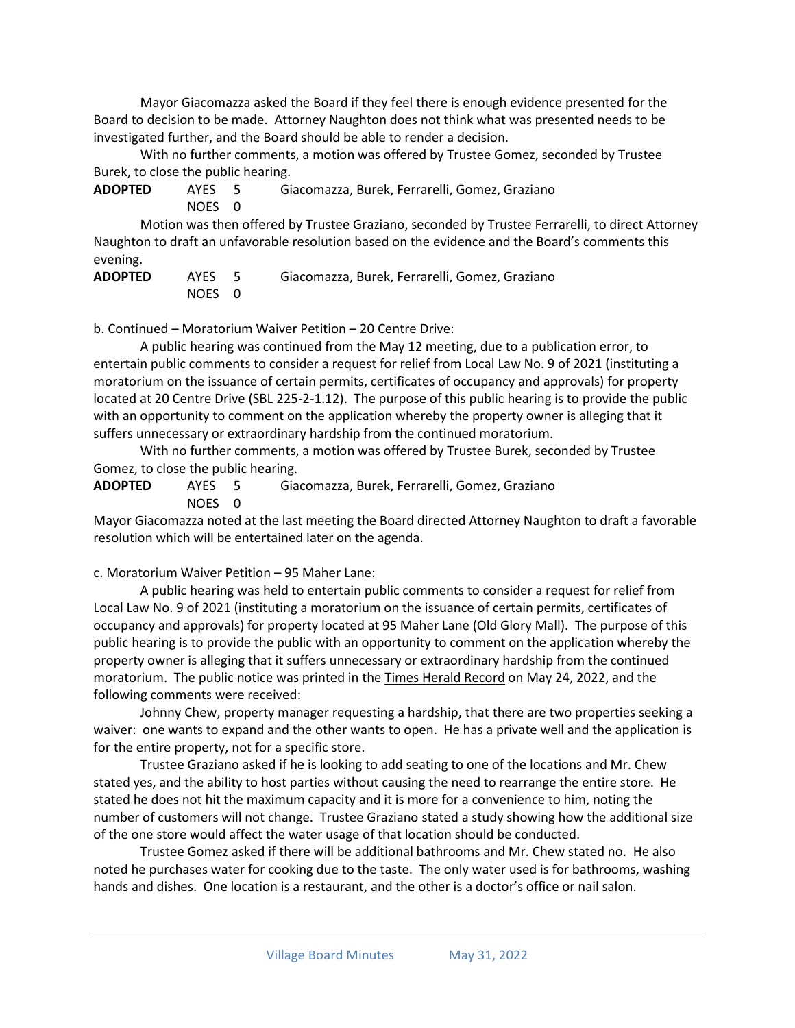Mayor Giacomazza asked the Board if they feel there is enough evidence presented for the Board to decision to be made. Attorney Naughton does not think what was presented needs to be investigated further, and the Board should be able to render a decision.

With no further comments, a motion was offered by Trustee Gomez, seconded by Trustee Burek, to close the public hearing.

**ADOPTED** AYES 5 Giacomazza, Burek, Ferrarelli, Gomez, Graziano
NOES 0

Motion was then offered by Trustee Graziano, seconded by Trustee Ferrarelli, to direct Attorney Naughton to draft an unfavorable resolution based on the evidence and the Board's comments this evening.

**ADOPTED** AYES 5 Giacomazza, Burek, Ferrarelli, Gomez, Graziano
NOES 0

b. Continued – Moratorium Waiver Petition – 20 Centre Drive:

A public hearing was continued from the May 12 meeting, due to a publication error, to entertain public comments to consider a request for relief from Local Law No. 9 of 2021 (instituting a moratorium on the issuance of certain permits, certificates of occupancy and approvals) for property located at 20 Centre Drive (SBL 225-2-1.12). The purpose of this public hearing is to provide the public with an opportunity to comment on the application whereby the property owner is alleging that it suffers unnecessary or extraordinary hardship from the continued moratorium.

With no further comments, a motion was offered by Trustee Burek, seconded by Trustee Gomez, to close the public hearing.

**ADOPTED** AYES 5 Giacomazza, Burek, Ferrarelli, Gomez, Graziano
NOES 0

Mayor Giacomazza noted at the last meeting the Board directed Attorney Naughton to draft a favorable resolution which will be entertained later on the agenda.

c. Moratorium Waiver Petition – 95 Maher Lane:

A public hearing was held to entertain public comments to consider a request for relief from Local Law No. 9 of 2021 (instituting a moratorium on the issuance of certain permits, certificates of occupancy and approvals) for property located at 95 Maher Lane (Old Glory Mall). The purpose of this public hearing is to provide the public with an opportunity to comment on the application whereby the property owner is alleging that it suffers unnecessary or extraordinary hardship from the continued moratorium. The public notice was printed in the Times Herald Record on May 24, 2022, and the following comments were received:

Johnny Chew, property manager requesting a hardship, that there are two properties seeking a waiver: one wants to expand and the other wants to open. He has a private well and the application is for the entire property, not for a specific store.

Trustee Graziano asked if he is looking to add seating to one of the locations and Mr. Chew stated yes, and the ability to host parties without causing the need to rearrange the entire store. He stated he does not hit the maximum capacity and it is more for a convenience to him, noting the number of customers will not change. Trustee Graziano stated a study showing how the additional size of the one store would affect the water usage of that location should be conducted.

Trustee Gomez asked if there will be additional bathrooms and Mr. Chew stated no. He also noted he purchases water for cooking due to the taste. The only water used is for bathrooms, washing hands and dishes. One location is a restaurant, and the other is a doctor's office or nail salon.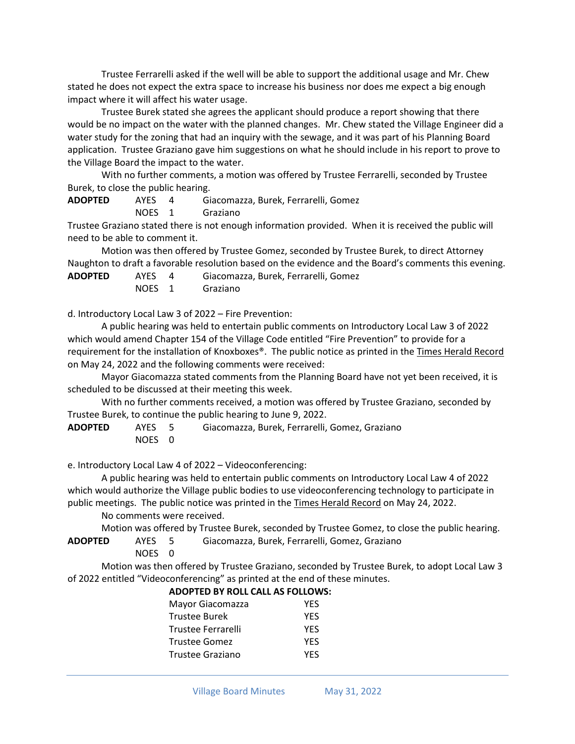Trustee Ferrarelli asked if the well will be able to support the additional usage and Mr. Chew stated he does not expect the extra space to increase his business nor does me expect a big enough impact where it will affect his water usage.

Trustee Burek stated she agrees the applicant should produce a report showing that there would be no impact on the water with the planned changes. Mr. Chew stated the Village Engineer did a water study for the zoning that had an inquiry with the sewage, and it was part of his Planning Board application. Trustee Graziano gave him suggestions on what he should include in his report to prove to the Village Board the impact to the water.

With no further comments, a motion was offered by Trustee Ferrarelli, seconded by Trustee Burek, to close the public hearing.

**ADOPTED** AYES 4 Giacomazza, Burek, Ferrarelli, Gomez
NOES 1 Graziano

Trustee Graziano stated there is not enough information provided. When it is received the public will need to be able to comment it.

Motion was then offered by Trustee Gomez, seconded by Trustee Burek, to direct Attorney Naughton to draft a favorable resolution based on the evidence and the Board's comments this evening.

**ADOPTED** AYES 4 Giacomazza, Burek, Ferrarelli, Gomez
NOES 1 Graziano

d. Introductory Local Law 3 of 2022 – Fire Prevention:

A public hearing was held to entertain public comments on Introductory Local Law 3 of 2022 which would amend Chapter 154 of the Village Code entitled "Fire Prevention" to provide for a requirement for the installation of Knoxboxes®. The public notice as printed in the Times Herald Record on May 24, 2022 and the following comments were received:

Mayor Giacomazza stated comments from the Planning Board have not yet been received, it is scheduled to be discussed at their meeting this week.

With no further comments received, a motion was offered by Trustee Graziano, seconded by Trustee Burek, to continue the public hearing to June 9, 2022.

**ADOPTED** AYES 5 Giacomazza, Burek, Ferrarelli, Gomez, Graziano
NOES 0

e. Introductory Local Law 4 of 2022 – Videoconferencing:

A public hearing was held to entertain public comments on Introductory Local Law 4 of 2022 which would authorize the Village public bodies to use videoconferencing technology to participate in public meetings. The public notice was printed in the Times Herald Record on May 24, 2022.

No comments were received.

Motion was offered by Trustee Burek, seconded by Trustee Gomez, to close the public hearing.

**ADOPTED** AYES 5 Giacomazza, Burek, Ferrarelli, Gomez, Graziano
NOES 0

Motion was then offered by Trustee Graziano, seconded by Trustee Burek, to adopt Local Law 3 of 2022 entitled "Videoconferencing" as printed at the end of these minutes.

**ADOPTED BY ROLL CALL AS FOLLOWS:**

| | |
|---|---|
| Mayor Giacomazza | YES |
| Trustee Burek | YES |
| Trustee Ferrarelli | YES |
| Trustee Gomez | YES |
| Trustee Graziano | YES |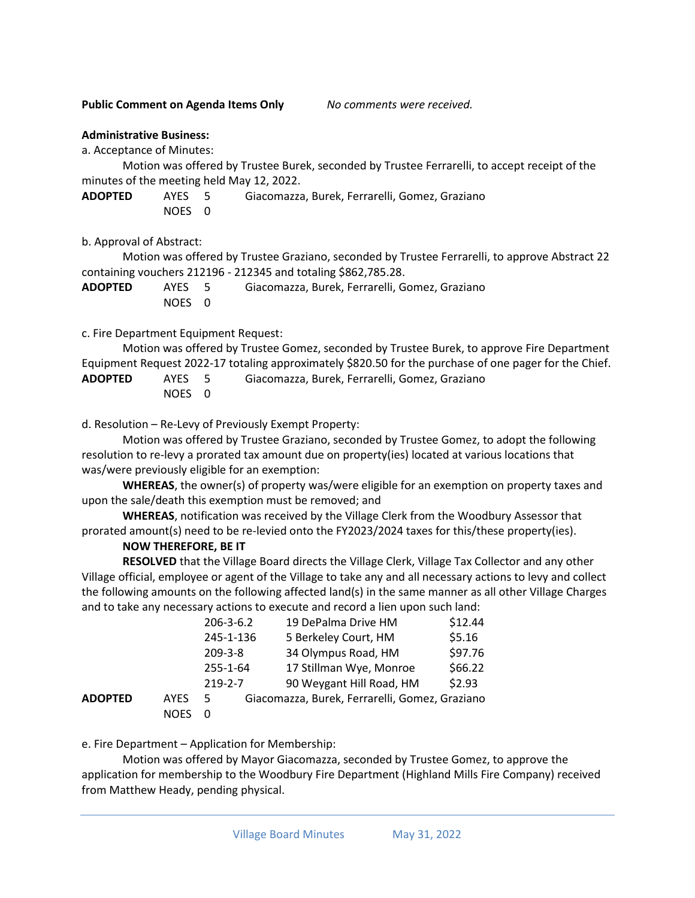**Public Comment on Agenda Items Only** *No comments were received.*

**Administrative Business:**

a. Acceptance of Minutes:

Motion was offered by Trustee Burek, seconded by Trustee Ferrarelli, to accept receipt of the minutes of the meeting held May 12, 2022.

**ADOPTED** AYES 5 Giacomazza, Burek, Ferrarelli, Gomez, Graziano
NOES 0

b. Approval of Abstract:

Motion was offered by Trustee Graziano, seconded by Trustee Ferrarelli, to approve Abstract 22 containing vouchers 212196 - 212345 and totaling $862,785.28.

**ADOPTED** AYES 5 Giacomazza, Burek, Ferrarelli, Gomez, Graziano
NOES 0

c. Fire Department Equipment Request:

Motion was offered by Trustee Gomez, seconded by Trustee Burek, to approve Fire Department Equipment Request 2022-17 totaling approximately $820.50 for the purchase of one pager for the Chief.

**ADOPTED** AYES 5 Giacomazza, Burek, Ferrarelli, Gomez, Graziano
NOES 0

d. Resolution – Re-Levy of Previously Exempt Property:

Motion was offered by Trustee Graziano, seconded by Trustee Gomez, to adopt the following resolution to re-levy a prorated tax amount due on property(ies) located at various locations that was/were previously eligible for an exemption:

**WHEREAS**, the owner(s) of property was/were eligible for an exemption on property taxes and upon the sale/death this exemption must be removed; and

**WHEREAS**, notification was received by the Village Clerk from the Woodbury Assessor that prorated amount(s) need to be re-levied onto the FY2023/2024 taxes for this/these property(ies).

**NOW THEREFORE, BE IT**

**RESOLVED** that the Village Board directs the Village Clerk, Village Tax Collector and any other Village official, employee or agent of the Village to take any and all necessary actions to levy and collect the following amounts on the following affected land(s) in the same manner as all other Village Charges and to take any necessary actions to execute and record a lien upon such land:

| | | |
|---|---|---|
| 206-3-6.2 | 19 DePalma Drive HM | $12.44 |
| 245-1-136 | 5 Berkeley Court, HM | $5.16 |
| 209-3-8 | 34 Olympus Road, HM | $97.76 |
| 255-1-64 | 17 Stillman Wye, Monroe | $66.22 |
| 219-2-7 | 90 Weygant Hill Road, HM | $2.93 |

**ADOPTED** AYES 5 Giacomazza, Burek, Ferrarelli, Gomez, Graziano
NOES 0

e. Fire Department – Application for Membership:

Motion was offered by Mayor Giacomazza, seconded by Trustee Gomez, to approve the application for membership to the Woodbury Fire Department (Highland Mills Fire Company) received from Matthew Heady, pending physical.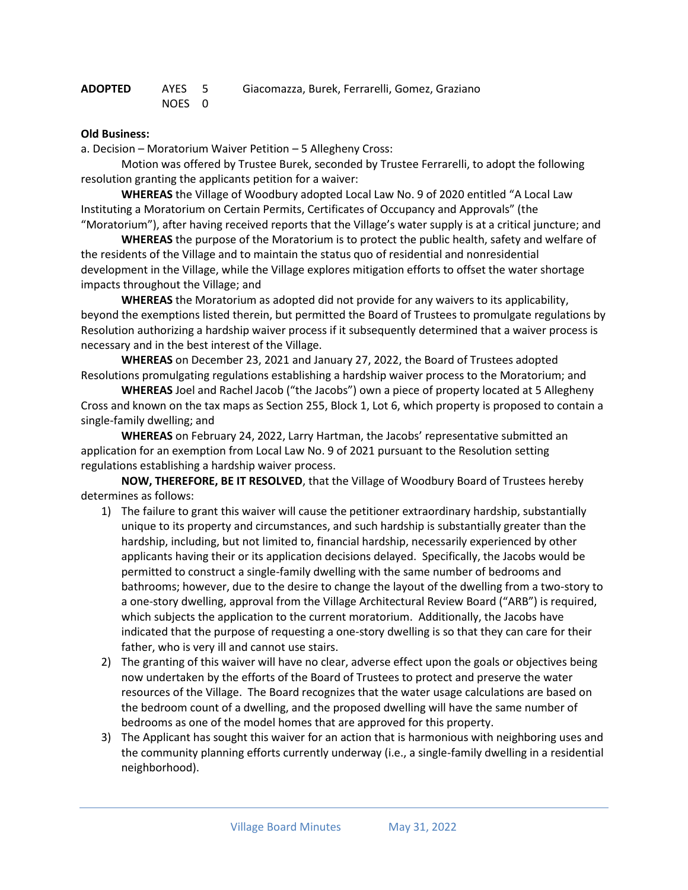**ADOPTED** AYES 5 Giacomazza, Burek, Ferrarelli, Gomez, Graziano
NOES 0

**Old Business:**

a. Decision – Moratorium Waiver Petition – 5 Allegheny Cross:

Motion was offered by Trustee Burek, seconded by Trustee Ferrarelli, to adopt the following resolution granting the applicants petition for a waiver:

**WHEREAS** the Village of Woodbury adopted Local Law No. 9 of 2020 entitled "A Local Law Instituting a Moratorium on Certain Permits, Certificates of Occupancy and Approvals" (the "Moratorium"), after having received reports that the Village's water supply is at a critical juncture; and

**WHEREAS** the purpose of the Moratorium is to protect the public health, safety and welfare of the residents of the Village and to maintain the status quo of residential and nonresidential development in the Village, while the Village explores mitigation efforts to offset the water shortage impacts throughout the Village; and

**WHEREAS** the Moratorium as adopted did not provide for any waivers to its applicability, beyond the exemptions listed therein, but permitted the Board of Trustees to promulgate regulations by Resolution authorizing a hardship waiver process if it subsequently determined that a waiver process is necessary and in the best interest of the Village.

**WHEREAS** on December 23, 2021 and January 27, 2022, the Board of Trustees adopted Resolutions promulgating regulations establishing a hardship waiver process to the Moratorium; and

**WHEREAS** Joel and Rachel Jacob ("the Jacobs") own a piece of property located at 5 Allegheny Cross and known on the tax maps as Section 255, Block 1, Lot 6, which property is proposed to contain a single-family dwelling; and

**WHEREAS** on February 24, 2022, Larry Hartman, the Jacobs' representative submitted an application for an exemption from Local Law No. 9 of 2021 pursuant to the Resolution setting regulations establishing a hardship waiver process.

**NOW, THEREFORE, BE IT RESOLVED**, that the Village of Woodbury Board of Trustees hereby determines as follows:

1) The failure to grant this waiver will cause the petitioner extraordinary hardship, substantially unique to its property and circumstances, and such hardship is substantially greater than the hardship, including, but not limited to, financial hardship, necessarily experienced by other applicants having their or its application decisions delayed. Specifically, the Jacobs would be permitted to construct a single-family dwelling with the same number of bedrooms and bathrooms; however, due to the desire to change the layout of the dwelling from a two-story to a one-story dwelling, approval from the Village Architectural Review Board ("ARB") is required, which subjects the application to the current moratorium. Additionally, the Jacobs have indicated that the purpose of requesting a one-story dwelling is so that they can care for their father, who is very ill and cannot use stairs.
2) The granting of this waiver will have no clear, adverse effect upon the goals or objectives being now undertaken by the efforts of the Board of Trustees to protect and preserve the water resources of the Village. The Board recognizes that the water usage calculations are based on the bedroom count of a dwelling, and the proposed dwelling will have the same number of bedrooms as one of the model homes that are approved for this property.
3) The Applicant has sought this waiver for an action that is harmonious with neighboring uses and the community planning efforts currently underway (i.e., a single-family dwelling in a residential neighborhood).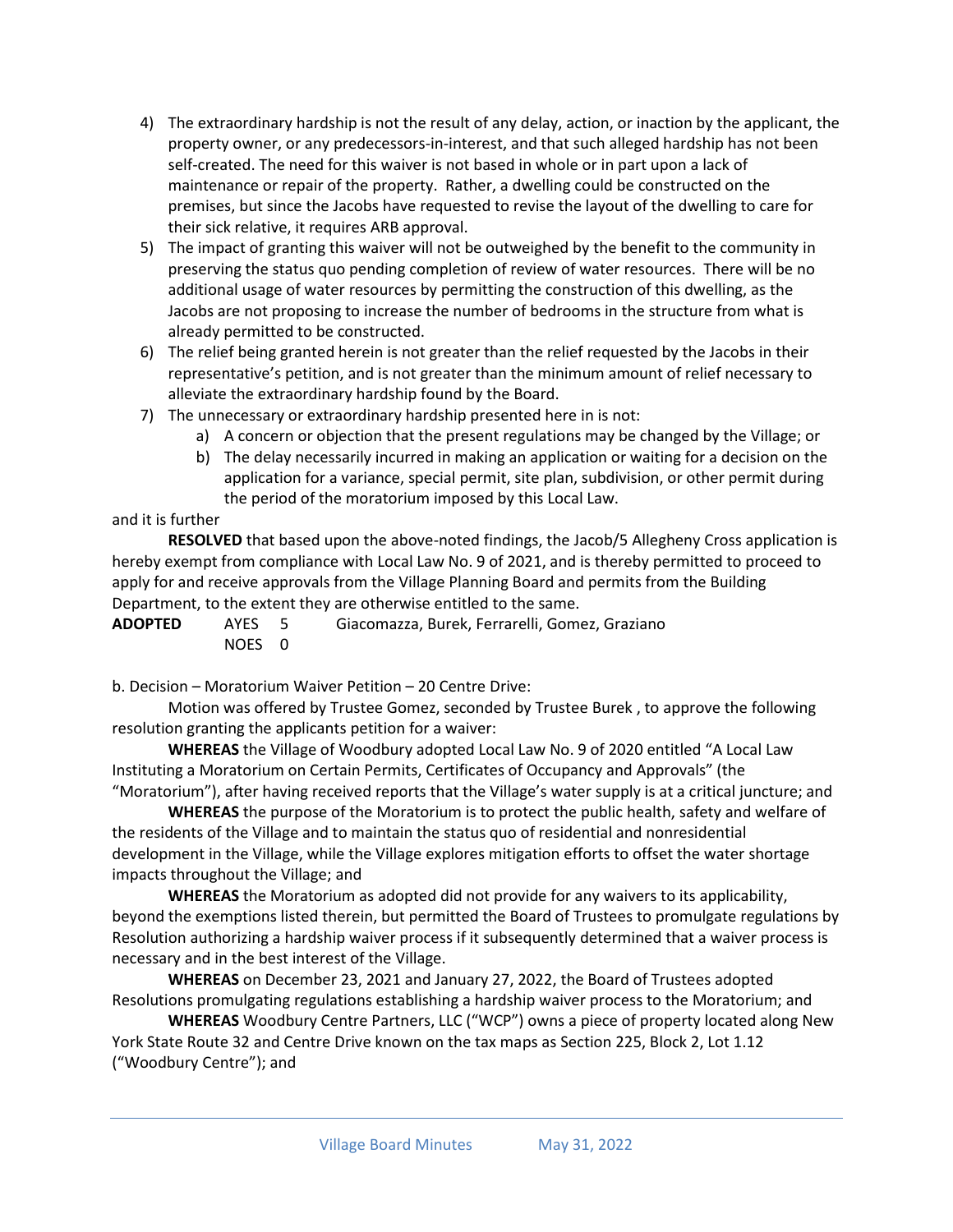4) The extraordinary hardship is not the result of any delay, action, or inaction by the applicant, the property owner, or any predecessors-in-interest, and that such alleged hardship has not been self-created. The need for this waiver is not based in whole or in part upon a lack of maintenance or repair of the property. Rather, a dwelling could be constructed on the premises, but since the Jacobs have requested to revise the layout of the dwelling to care for their sick relative, it requires ARB approval.
5) The impact of granting this waiver will not be outweighed by the benefit to the community in preserving the status quo pending completion of review of water resources. There will be no additional usage of water resources by permitting the construction of this dwelling, as the Jacobs are not proposing to increase the number of bedrooms in the structure from what is already permitted to be constructed.
6) The relief being granted herein is not greater than the relief requested by the Jacobs in their representative's petition, and is not greater than the minimum amount of relief necessary to alleviate the extraordinary hardship found by the Board.
7) The unnecessary or extraordinary hardship presented here in is not:
   a) A concern or objection that the present regulations may be changed by the Village; or
   b) The delay necessarily incurred in making an application or waiting for a decision on the application for a variance, special permit, site plan, subdivision, or other permit during the period of the moratorium imposed by this Local Law.

and it is further

**RESOLVED** that based upon the above-noted findings, the Jacob/5 Allegheny Cross application is hereby exempt from compliance with Local Law No. 9 of 2021, and is thereby permitted to proceed to apply for and receive approvals from the Village Planning Board and permits from the Building Department, to the extent they are otherwise entitled to the same.

**ADOPTED** AYES 5 Giacomazza, Burek, Ferrarelli, Gomez, Graziano
NOES 0

b. Decision – Moratorium Waiver Petition – 20 Centre Drive:

Motion was offered by Trustee Gomez, seconded by Trustee Burek , to approve the following resolution granting the applicants petition for a waiver:

**WHEREAS** the Village of Woodbury adopted Local Law No. 9 of 2020 entitled "A Local Law Instituting a Moratorium on Certain Permits, Certificates of Occupancy and Approvals" (the "Moratorium"), after having received reports that the Village's water supply is at a critical juncture; and

**WHEREAS** the purpose of the Moratorium is to protect the public health, safety and welfare of the residents of the Village and to maintain the status quo of residential and nonresidential development in the Village, while the Village explores mitigation efforts to offset the water shortage impacts throughout the Village; and

**WHEREAS** the Moratorium as adopted did not provide for any waivers to its applicability, beyond the exemptions listed therein, but permitted the Board of Trustees to promulgate regulations by Resolution authorizing a hardship waiver process if it subsequently determined that a waiver process is necessary and in the best interest of the Village.

**WHEREAS** on December 23, 2021 and January 27, 2022, the Board of Trustees adopted Resolutions promulgating regulations establishing a hardship waiver process to the Moratorium; and

**WHEREAS** Woodbury Centre Partners, LLC ("WCP") owns a piece of property located along New York State Route 32 and Centre Drive known on the tax maps as Section 225, Block 2, Lot 1.12 ("Woodbury Centre"); and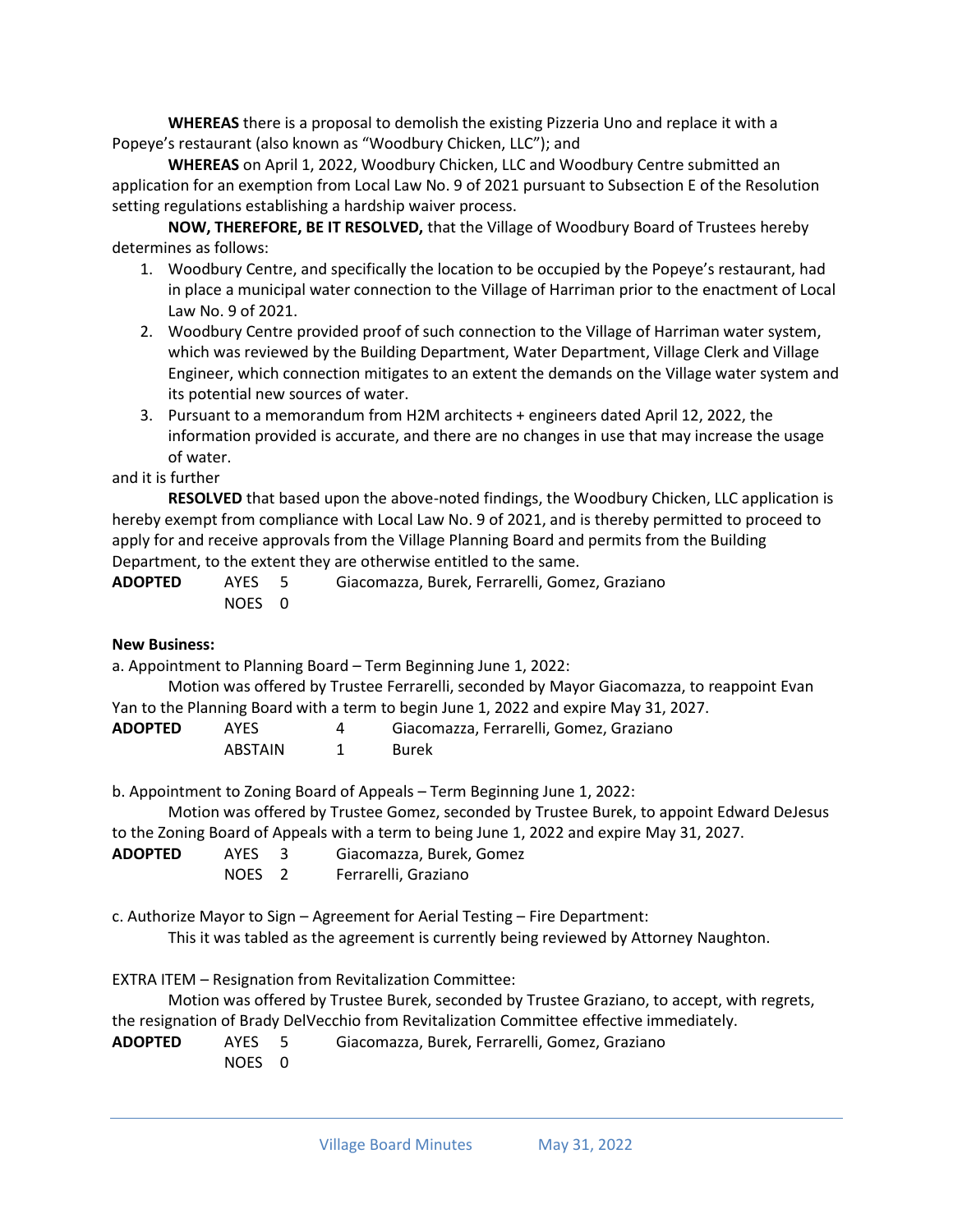**WHEREAS** there is a proposal to demolish the existing Pizzeria Uno and replace it with a Popeye's restaurant (also known as "Woodbury Chicken, LLC"); and

**WHEREAS** on April 1, 2022, Woodbury Chicken, LLC and Woodbury Centre submitted an application for an exemption from Local Law No. 9 of 2021 pursuant to Subsection E of the Resolution setting regulations establishing a hardship waiver process.

**NOW, THEREFORE, BE IT RESOLVED,** that the Village of Woodbury Board of Trustees hereby determines as follows:

1. Woodbury Centre, and specifically the location to be occupied by the Popeye's restaurant, had in place a municipal water connection to the Village of Harriman prior to the enactment of Local Law No. 9 of 2021.
2. Woodbury Centre provided proof of such connection to the Village of Harriman water system, which was reviewed by the Building Department, Water Department, Village Clerk and Village Engineer, which connection mitigates to an extent the demands on the Village water system and its potential new sources of water.
3. Pursuant to a memorandum from H2M architects + engineers dated April 12, 2022, the information provided is accurate, and there are no changes in use that may increase the usage of water.

and it is further

**RESOLVED** that based upon the above-noted findings, the Woodbury Chicken, LLC application is hereby exempt from compliance with Local Law No. 9 of 2021, and is thereby permitted to proceed to apply for and receive approvals from the Village Planning Board and permits from the Building Department, to the extent they are otherwise entitled to the same.

| **ADOPTED** | AYES | 5 | Giacomazza, Burek, Ferrarelli, Gomez, Graziano |
|---|---|---|---|
| | NOES | 0 | |

**New Business:**

a. Appointment to Planning Board – Term Beginning June 1, 2022:

Motion was offered by Trustee Ferrarelli, seconded by Mayor Giacomazza, to reappoint Evan Yan to the Planning Board with a term to begin June 1, 2022 and expire May 31, 2027.

| **ADOPTED** | AYES | 4 | Giacomazza, Ferrarelli, Gomez, Graziano |
|---|---|---|---|
| | ABSTAIN | 1 | Burek |

b. Appointment to Zoning Board of Appeals – Term Beginning June 1, 2022:

Motion was offered by Trustee Gomez, seconded by Trustee Burek, to appoint Edward DeJesus to the Zoning Board of Appeals with a term to being June 1, 2022 and expire May 31, 2027.

| **ADOPTED** | AYES | 3 | Giacomazza, Burek, Gomez |
|---|---|---|---|
| | NOES | 2 | Ferrarelli, Graziano |

c. Authorize Mayor to Sign – Agreement for Aerial Testing – Fire Department:

This it was tabled as the agreement is currently being reviewed by Attorney Naughton.

EXTRA ITEM – Resignation from Revitalization Committee:

Motion was offered by Trustee Burek, seconded by Trustee Graziano, to accept, with regrets, the resignation of Brady DelVecchio from Revitalization Committee effective immediately.

| **ADOPTED** | AYES | 5 | Giacomazza, Burek, Ferrarelli, Gomez, Graziano |
|---|---|---|---|
| | NOES | 0 | |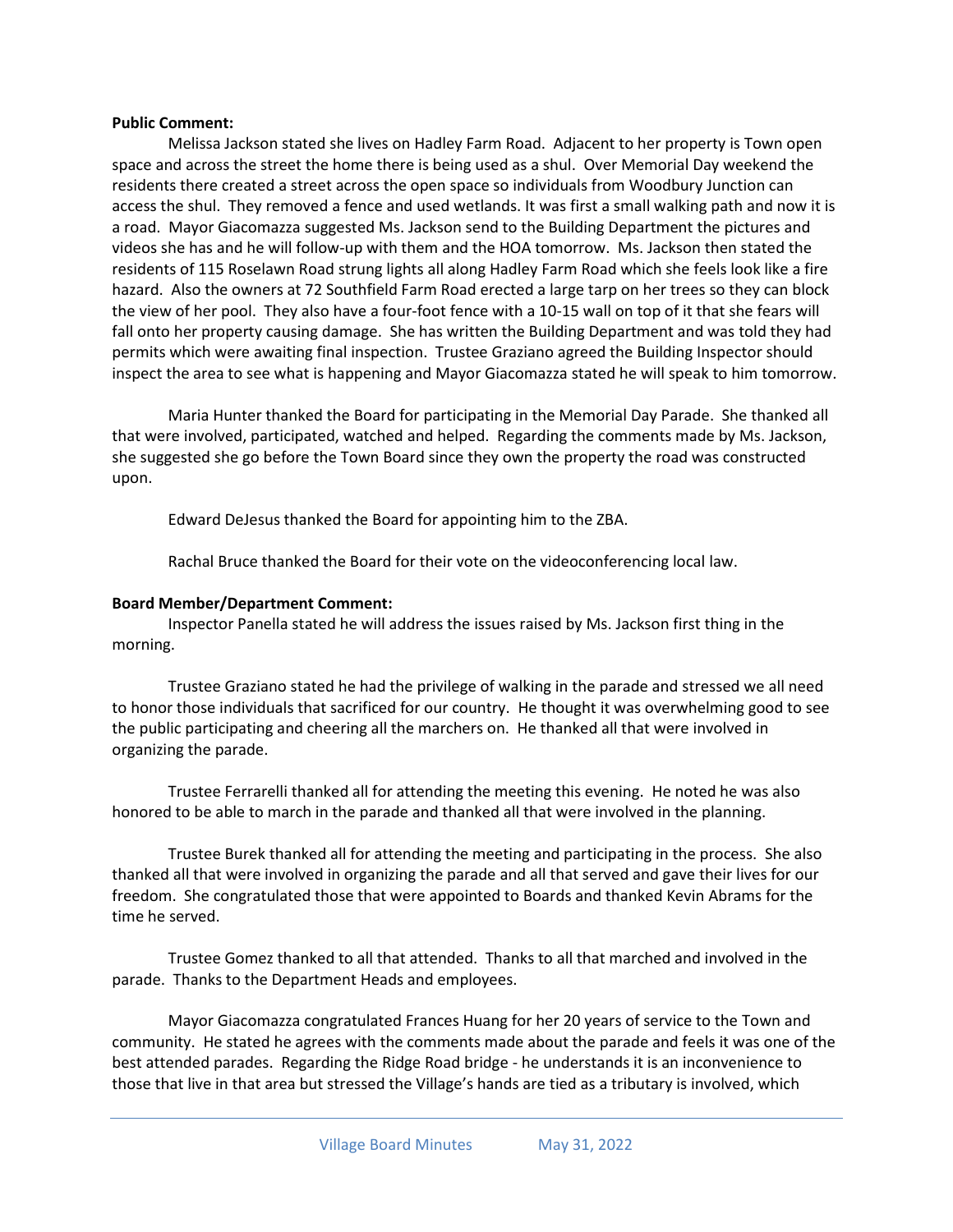**Public Comment:**

Melissa Jackson stated she lives on Hadley Farm Road. Adjacent to her property is Town open space and across the street the home there is being used as a shul. Over Memorial Day weekend the residents there created a street across the open space so individuals from Woodbury Junction can access the shul. They removed a fence and used wetlands. It was first a small walking path and now it is a road. Mayor Giacomazza suggested Ms. Jackson send to the Building Department the pictures and videos she has and he will follow-up with them and the HOA tomorrow. Ms. Jackson then stated the residents of 115 Roselawn Road strung lights all along Hadley Farm Road which she feels look like a fire hazard. Also the owners at 72 Southfield Farm Road erected a large tarp on her trees so they can block the view of her pool. They also have a four-foot fence with a 10-15 wall on top of it that she fears will fall onto her property causing damage. She has written the Building Department and was told they had permits which were awaiting final inspection. Trustee Graziano agreed the Building Inspector should inspect the area to see what is happening and Mayor Giacomazza stated he will speak to him tomorrow.

Maria Hunter thanked the Board for participating in the Memorial Day Parade. She thanked all that were involved, participated, watched and helped. Regarding the comments made by Ms. Jackson, she suggested she go before the Town Board since they own the property the road was constructed upon.

Edward DeJesus thanked the Board for appointing him to the ZBA.

Rachal Bruce thanked the Board for their vote on the videoconferencing local law.

**Board Member/Department Comment:**

Inspector Panella stated he will address the issues raised by Ms. Jackson first thing in the morning.

Trustee Graziano stated he had the privilege of walking in the parade and stressed we all need to honor those individuals that sacrificed for our country. He thought it was overwhelming good to see the public participating and cheering all the marchers on. He thanked all that were involved in organizing the parade.

Trustee Ferrarelli thanked all for attending the meeting this evening. He noted he was also honored to be able to march in the parade and thanked all that were involved in the planning.

Trustee Burek thanked all for attending the meeting and participating in the process. She also thanked all that were involved in organizing the parade and all that served and gave their lives for our freedom. She congratulated those that were appointed to Boards and thanked Kevin Abrams for the time he served.

Trustee Gomez thanked to all that attended. Thanks to all that marched and involved in the parade. Thanks to the Department Heads and employees.

Mayor Giacomazza congratulated Frances Huang for her 20 years of service to the Town and community. He stated he agrees with the comments made about the parade and feels it was one of the best attended parades. Regarding the Ridge Road bridge - he understands it is an inconvenience to those that live in that area but stressed the Village's hands are tied as a tributary is involved, which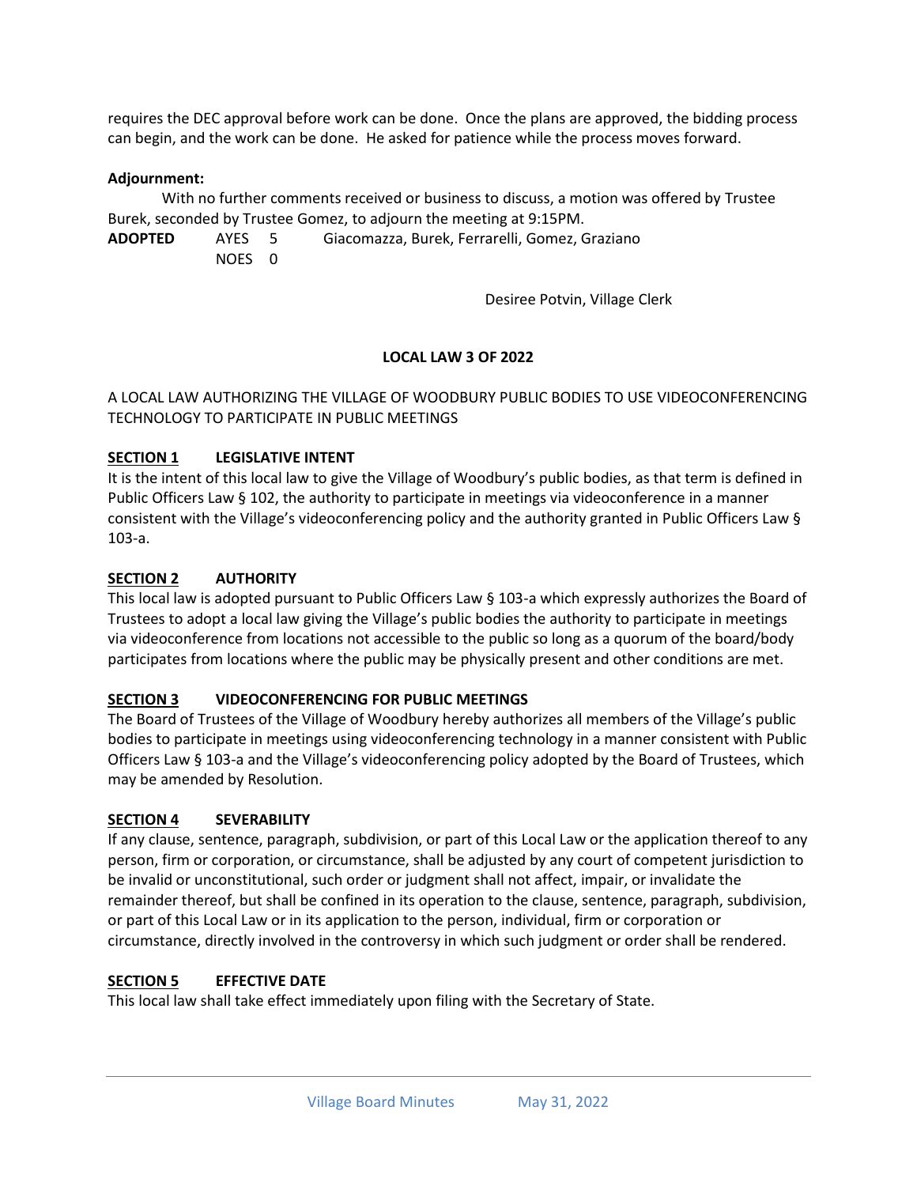requires the DEC approval before work can be done. Once the plans are approved, the bidding process can begin, and the work can be done. He asked for patience while the process moves forward.

**Adjournment:**

With no further comments received or business to discuss, a motion was offered by Trustee Burek, seconded by Trustee Gomez, to adjourn the meeting at 9:15PM.

**ADOPTED** AYES 5 Giacomazza, Burek, Ferrarelli, Gomez, Graziano
NOES 0

Desiree Potvin, Village Clerk

**LOCAL LAW 3 OF 2022**

A LOCAL LAW AUTHORIZING THE VILLAGE OF WOODBURY PUBLIC BODIES TO USE VIDEOCONFERENCING TECHNOLOGY TO PARTICIPATE IN PUBLIC MEETINGS

**SECTION 1 LEGISLATIVE INTENT**

It is the intent of this local law to give the Village of Woodbury's public bodies, as that term is defined in Public Officers Law § 102, the authority to participate in meetings via videoconference in a manner consistent with the Village's videoconferencing policy and the authority granted in Public Officers Law § 103-a.

**SECTION 2 AUTHORITY**

This local law is adopted pursuant to Public Officers Law § 103-a which expressly authorizes the Board of Trustees to adopt a local law giving the Village's public bodies the authority to participate in meetings via videoconference from locations not accessible to the public so long as a quorum of the board/body participates from locations where the public may be physically present and other conditions are met.

**SECTION 3 VIDEOCONFERENCING FOR PUBLIC MEETINGS**

The Board of Trustees of the Village of Woodbury hereby authorizes all members of the Village's public bodies to participate in meetings using videoconferencing technology in a manner consistent with Public Officers Law § 103-a and the Village's videoconferencing policy adopted by the Board of Trustees, which may be amended by Resolution.

**SECTION 4 SEVERABILITY**

If any clause, sentence, paragraph, subdivision, or part of this Local Law or the application thereof to any person, firm or corporation, or circumstance, shall be adjusted by any court of competent jurisdiction to be invalid or unconstitutional, such order or judgment shall not affect, impair, or invalidate the remainder thereof, but shall be confined in its operation to the clause, sentence, paragraph, subdivision, or part of this Local Law or in its application to the person, individual, firm or corporation or circumstance, directly involved in the controversy in which such judgment or order shall be rendered.

**SECTION 5 EFFECTIVE DATE**

This local law shall take effect immediately upon filing with the Secretary of State.